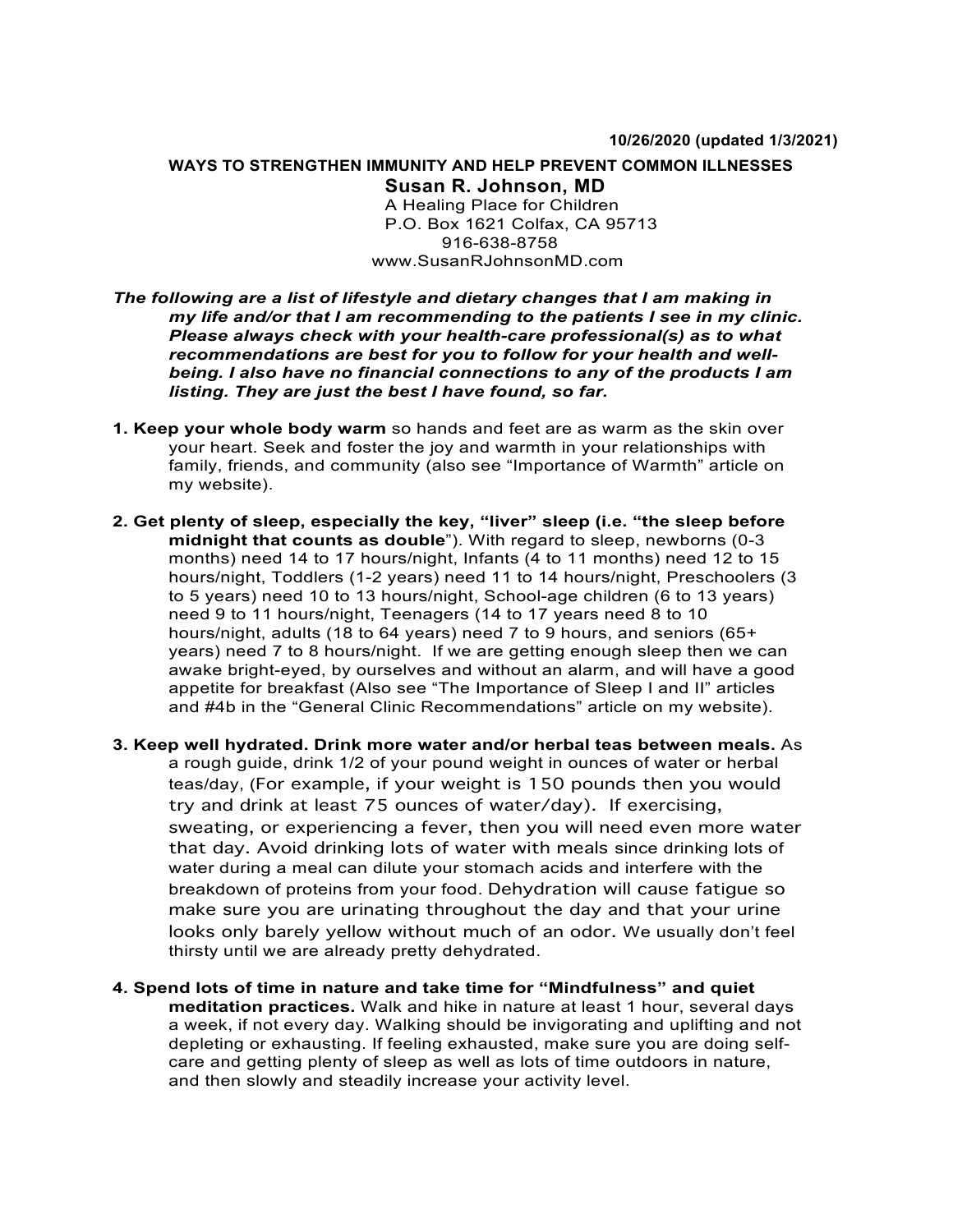**10/26/2020 (updated 1/3/2021)**

**WAYS TO STRENGTHEN IMMUNITY AND HELP PREVENT COMMON ILLNESSES**

**Susan R. Johnson, MD**

A Healing Place for Children
P.O. Box 1621 Colfax, CA 95713
916-638-8758
www.SusanRJohnsonMD.com

***The following are a list of lifestyle and dietary changes that I am making in my life and/or that I am recommending to the patients I see in my clinic. Please always check with your health-care professional(s) as to what recommendations are best for you to follow for your health and well-being. I also have no financial connections to any of the products I am listing. They are just the best I have found, so far.***

**1. Keep your whole body warm** so hands and feet are as warm as the skin over your heart. Seek and foster the joy and warmth in your relationships with family, friends, and community (also see "Importance of Warmth" article on my website).

**2. Get plenty of sleep, especially the key, "liver" sleep (i.e. "the sleep before midnight that counts as double**"). With regard to sleep, newborns (0-3 months) need 14 to 17 hours/night, Infants (4 to 11 months) need 12 to 15 hours/night, Toddlers (1-2 years) need 11 to 14 hours/night, Preschoolers (3 to 5 years) need 10 to 13 hours/night, School-age children (6 to 13 years) need 9 to 11 hours/night, Teenagers (14 to 17 years need 8 to 10 hours/night, adults (18 to 64 years) need 7 to 9 hours, and seniors (65+ years) need 7 to 8 hours/night. If we are getting enough sleep then we can awake bright-eyed, by ourselves and without an alarm, and will have a good appetite for breakfast (Also see "The Importance of Sleep I and II" articles and #4b in the "General Clinic Recommendations" article on my website).

**3. Keep well hydrated. Drink more water and/or herbal teas between meals.** As a rough guide, drink 1/2 of your pound weight in ounces of water or herbal teas/day, (For example, if your weight is 150 pounds then you would try and drink at least 75 ounces of water/day). If exercising, sweating, or experiencing a fever, then you will need even more water that day. Avoid drinking lots of water with meals since drinking lots of water during a meal can dilute your stomach acids and interfere with the breakdown of proteins from your food. Dehydration will cause fatigue so make sure you are urinating throughout the day and that your urine looks only barely yellow without much of an odor. We usually don't feel thirsty until we are already pretty dehydrated.

**4. Spend lots of time in nature and take time for "Mindfulness" and quiet meditation practices.** Walk and hike in nature at least 1 hour, several days a week, if not every day. Walking should be invigorating and uplifting and not depleting or exhausting. If feeling exhausted, make sure you are doing self-care and getting plenty of sleep as well as lots of time outdoors in nature, and then slowly and steadily increase your activity level.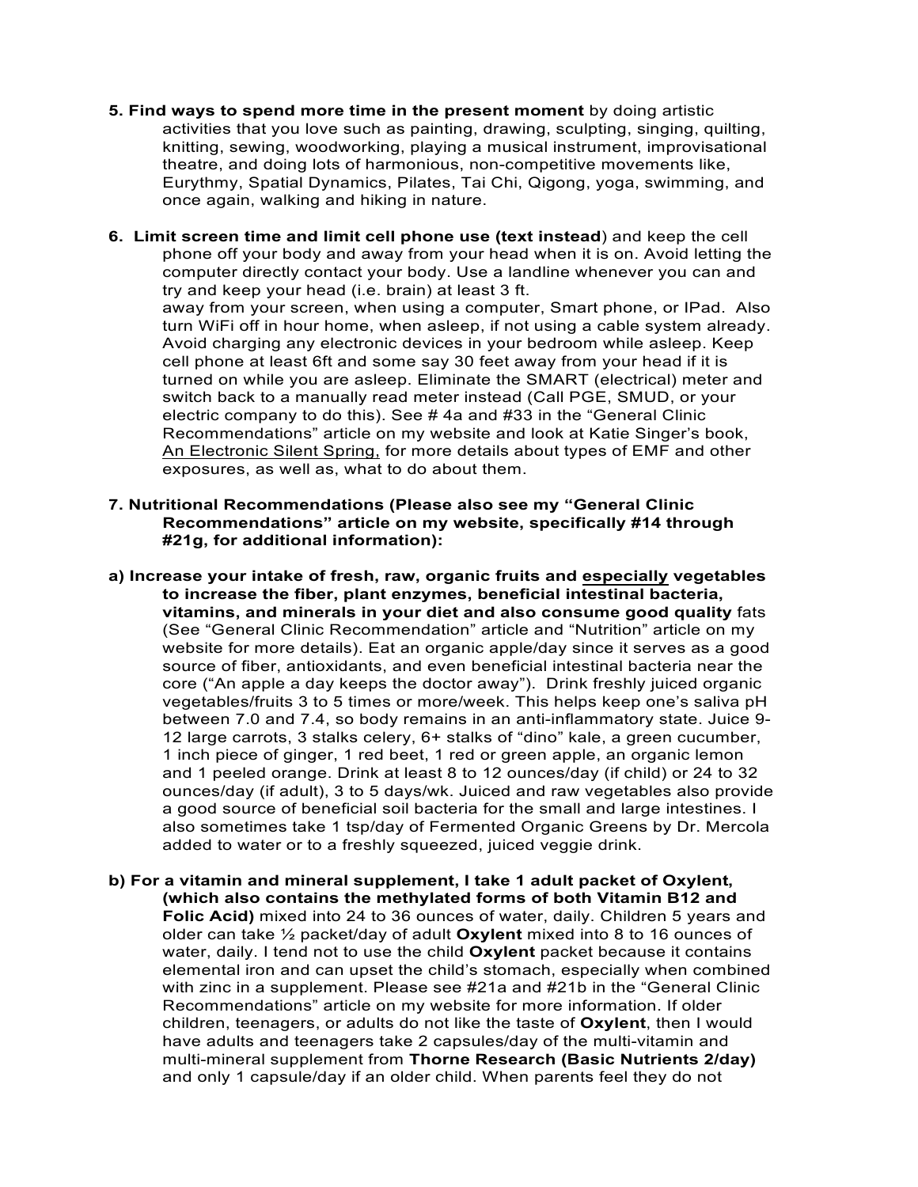**5. Find ways to spend more time in the present moment** by doing artistic activities that you love such as painting, drawing, sculpting, singing, quilting, knitting, sewing, woodworking, playing a musical instrument, improvisational theatre, and doing lots of harmonious, non-competitive movements like, Eurythmy, Spatial Dynamics, Pilates, Tai Chi, Qigong, yoga, swimming, and once again, walking and hiking in nature.

**6. Limit screen time and limit cell phone use (text instead**) and keep the cell phone off your body and away from your head when it is on. Avoid letting the computer directly contact your body. Use a landline whenever you can and try and keep your head (i.e. brain) at least 3 ft.
away from your screen, when using a computer, Smart phone, or IPad. Also turn WiFi off in hour home, when asleep, if not using a cable system already. Avoid charging any electronic devices in your bedroom while asleep. Keep cell phone at least 6ft and some say 30 feet away from your head if it is turned on while you are asleep. Eliminate the SMART (electrical) meter and switch back to a manually read meter instead (Call PGE, SMUD, or your electric company to do this). See # 4a and #33 in the "General Clinic Recommendations" article on my website and look at Katie Singer's book, <u>An Electronic Silent Spring,</u> for more details about types of EMF and other exposures, as well as, what to do about them.

**7. Nutritional Recommendations (Please also see my "General Clinic Recommendations" article on my website, specifically #14 through #21g, for additional information):**

**a) Increase your intake of fresh, raw, organic fruits and <u>especially</u> vegetables to increase the fiber, plant enzymes, beneficial intestinal bacteria, vitamins, and minerals in your diet and also consume good quality** fats (See "General Clinic Recommendation" article and "Nutrition" article on my website for more details). Eat an organic apple/day since it serves as a good source of fiber, antioxidants, and even beneficial intestinal bacteria near the core ("An apple a day keeps the doctor away"). Drink freshly juiced organic vegetables/fruits 3 to 5 times or more/week. This helps keep one's saliva pH between 7.0 and 7.4, so body remains in an anti-inflammatory state. Juice 9-12 large carrots, 3 stalks celery, 6+ stalks of "dino" kale, a green cucumber, 1 inch piece of ginger, 1 red beet, 1 red or green apple, an organic lemon and 1 peeled orange. Drink at least 8 to 12 ounces/day (if child) or 24 to 32 ounces/day (if adult), 3 to 5 days/wk. Juiced and raw vegetables also provide a good source of beneficial soil bacteria for the small and large intestines. I also sometimes take 1 tsp/day of Fermented Organic Greens by Dr. Mercola added to water or to a freshly squeezed, juiced veggie drink.

**b) For a vitamin and mineral supplement, I take 1 adult packet of Oxylent, (which also contains the methylated forms of both Vitamin B12 and Folic Acid)** mixed into 24 to 36 ounces of water, daily. Children 5 years and older can take ½ packet/day of adult **Oxylent** mixed into 8 to 16 ounces of water, daily. I tend not to use the child **Oxylent** packet because it contains elemental iron and can upset the child's stomach, especially when combined with zinc in a supplement. Please see #21a and #21b in the "General Clinic Recommendations" article on my website for more information. If older children, teenagers, or adults do not like the taste of **Oxylent**, then I would have adults and teenagers take 2 capsules/day of the multi-vitamin and multi-mineral supplement from **Thorne Research (Basic Nutrients 2/day)** and only 1 capsule/day if an older child. When parents feel they do not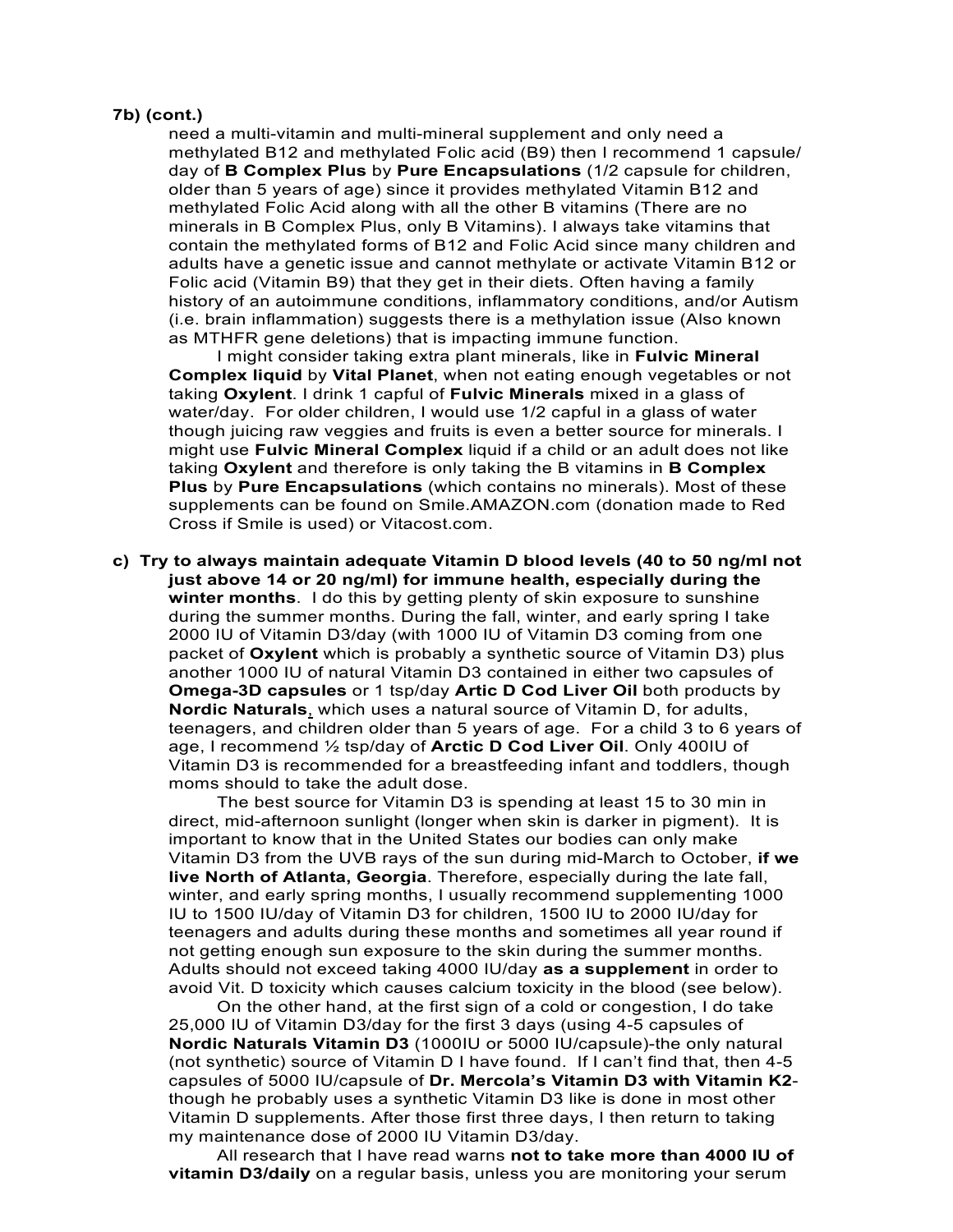**7b) (cont.)**

need a multi-vitamin and multi-mineral supplement and only need a methylated B12 and methylated Folic acid (B9) then I recommend 1 capsule/ day of **B Complex Plus** by **Pure Encapsulations** (1/2 capsule for children, older than 5 years of age) since it provides methylated Vitamin B12 and methylated Folic Acid along with all the other B vitamins (There are no minerals in B Complex Plus, only B Vitamins). I always take vitamins that contain the methylated forms of B12 and Folic Acid since many children and adults have a genetic issue and cannot methylate or activate Vitamin B12 or Folic acid (Vitamin B9) that they get in their diets. Often having a family history of an autoimmune conditions, inflammatory conditions, and/or Autism (i.e. brain inflammation) suggests there is a methylation issue (Also known as MTHFR gene deletions) that is impacting immune function.

I might consider taking extra plant minerals, like in **Fulvic Mineral Complex liquid** by **Vital Planet**, when not eating enough vegetables or not taking **Oxylent**. I drink 1 capful of **Fulvic Minerals** mixed in a glass of water/day. For older children, I would use 1/2 capful in a glass of water though juicing raw veggies and fruits is even a better source for minerals. I might use **Fulvic Mineral Complex** liquid if a child or an adult does not like taking **Oxylent** and therefore is only taking the B vitamins in **B Complex Plus** by **Pure Encapsulations** (which contains no minerals). Most of these supplements can be found on Smile.AMAZON.com (donation made to Red Cross if Smile is used) or Vitacost.com.

**c) Try to always maintain adequate Vitamin D blood levels (40 to 50 ng/ml not just above 14 or 20 ng/ml) for immune health, especially during the winter months**. I do this by getting plenty of skin exposure to sunshine during the summer months. During the fall, winter, and early spring I take 2000 IU of Vitamin D3/day (with 1000 IU of Vitamin D3 coming from one packet of **Oxylent** which is probably a synthetic source of Vitamin D3) plus another 1000 IU of natural Vitamin D3 contained in either two capsules of **Omega-3D capsules** or 1 tsp/day **Artic D Cod Liver Oil** both products by **Nordic Naturals**, which uses a natural source of Vitamin D, for adults, teenagers, and children older than 5 years of age. For a child 3 to 6 years of age, I recommend ½ tsp/day of **Arctic D Cod Liver Oil**. Only 400IU of Vitamin D3 is recommended for a breastfeeding infant and toddlers, though moms should take the adult dose.

The best source for Vitamin D3 is spending at least 15 to 30 min in direct, mid-afternoon sunlight (longer when skin is darker in pigment). It is important to know that in the United States our bodies can only make Vitamin D3 from the UVB rays of the sun during mid-March to October, **if we live North of Atlanta, Georgia**. Therefore, especially during the late fall, winter, and early spring months, I usually recommend supplementing 1000 IU to 1500 IU/day of Vitamin D3 for children, 1500 IU to 2000 IU/day for teenagers and adults during these months and sometimes all year round if not getting enough sun exposure to the skin during the summer months. Adults should not exceed taking 4000 IU/day **as a supplement** in order to avoid Vit. D toxicity which causes calcium toxicity in the blood (see below).

On the other hand, at the first sign of a cold or congestion, I do take 25,000 IU of Vitamin D3/day for the first 3 days (using 4-5 capsules of **Nordic Naturals Vitamin D3** (1000IU or 5000 IU/capsule)-the only natural (not synthetic) source of Vitamin D I have found. If I can't find that, then 4-5 capsules of 5000 IU/capsule of **Dr. Mercola's Vitamin D3 with Vitamin K2**-though he probably uses a synthetic Vitamin D3 like is done in most other Vitamin D supplements. After those first three days, I then return to taking my maintenance dose of 2000 IU Vitamin D3/day.

All research that I have read warns **not to take more than 4000 IU of vitamin D3/daily** on a regular basis, unless you are monitoring your serum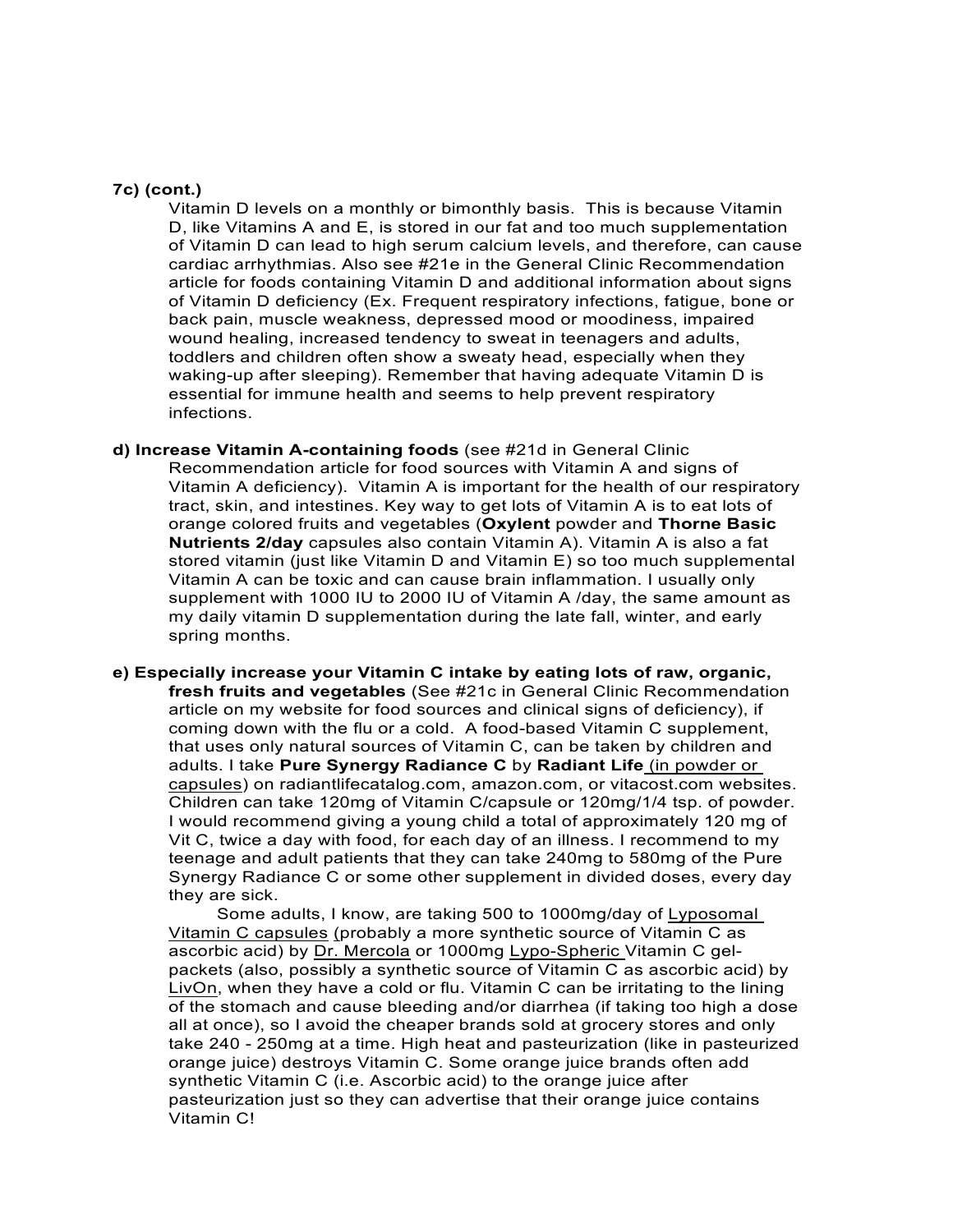**7c) (cont.)**

Vitamin D levels on a monthly or bimonthly basis. This is because Vitamin D, like Vitamins A and E, is stored in our fat and too much supplementation of Vitamin D can lead to high serum calcium levels, and therefore, can cause cardiac arrhythmias. Also see #21e in the General Clinic Recommendation article for foods containing Vitamin D and additional information about signs of Vitamin D deficiency (Ex. Frequent respiratory infections, fatigue, bone or back pain, muscle weakness, depressed mood or moodiness, impaired wound healing, increased tendency to sweat in teenagers and adults, toddlers and children often show a sweaty head, especially when they waking-up after sleeping). Remember that having adequate Vitamin D is essential for immune health and seems to help prevent respiratory infections.

**d) Increase Vitamin A-containing foods** (see #21d in General Clinic Recommendation article for food sources with Vitamin A and signs of Vitamin A deficiency). Vitamin A is important for the health of our respiratory tract, skin, and intestines. Key way to get lots of Vitamin A is to eat lots of orange colored fruits and vegetables (**Oxylent** powder and **Thorne Basic Nutrients 2/day** capsules also contain Vitamin A). Vitamin A is also a fat stored vitamin (just like Vitamin D and Vitamin E) so too much supplemental Vitamin A can be toxic and can cause brain inflammation. I usually only supplement with 1000 IU to 2000 IU of Vitamin A /day, the same amount as my daily vitamin D supplementation during the late fall, winter, and early spring months.

**e) Especially increase your Vitamin C intake by eating lots of raw, organic, fresh fruits and vegetables** (See #21c in General Clinic Recommendation article on my website for food sources and clinical signs of deficiency), if coming down with the flu or a cold. A food-based Vitamin C supplement, that uses only natural sources of Vitamin C, can be taken by children and adults. I take **Pure Synergy Radiance C** by **Radiant Life** (in powder or capsules) on radiantlifecatalog.com, amazon.com, or vitacost.com websites. Children can take 120mg of Vitamin C/capsule or 120mg/1/4 tsp. of powder. I would recommend giving a young child a total of approximately 120 mg of Vit C, twice a day with food, for each day of an illness. I recommend to my teenage and adult patients that they can take 240mg to 580mg of the Pure Synergy Radiance C or some other supplement in divided doses, every day they are sick.

Some adults, I know, are taking 500 to 1000mg/day of Lyposomal Vitamin C capsules (probably a more synthetic source of Vitamin C as ascorbic acid) by Dr. Mercola or 1000mg Lypo-Spheric Vitamin C gel-packets (also, possibly a synthetic source of Vitamin C as ascorbic acid) by LivOn, when they have a cold or flu. Vitamin C can be irritating to the lining of the stomach and cause bleeding and/or diarrhea (if taking too high a dose all at once), so I avoid the cheaper brands sold at grocery stores and only take 240 - 250mg at a time. High heat and pasteurization (like in pasteurized orange juice) destroys Vitamin C. Some orange juice brands often add synthetic Vitamin C (i.e. Ascorbic acid) to the orange juice after pasteurization just so they can advertise that their orange juice contains Vitamin C!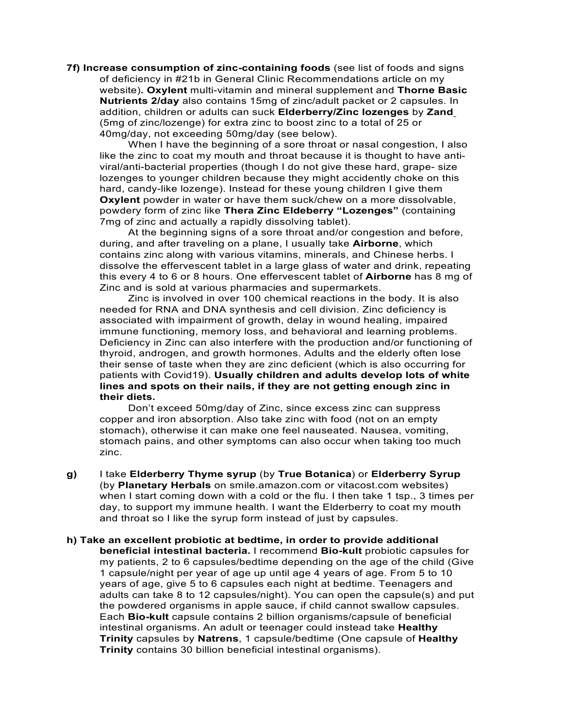**7f) Increase consumption of zinc-containing foods** (see list of foods and signs of deficiency in #21b in General Clinic Recommendations article on my website)**. Oxylent** multi-vitamin and mineral supplement and **Thorne Basic Nutrients 2/day** also contains 15mg of zinc/adult packet or 2 capsules. In addition, children or adults can suck **Elderberry/Zinc lozenges** by **Zand** (5mg of zinc/lozenge) for extra zinc to boost zinc to a total of 25 or 40mg/day, not exceeding 50mg/day (see below).

When I have the beginning of a sore throat or nasal congestion, I also like the zinc to coat my mouth and throat because it is thought to have anti-viral/anti-bacterial properties (though I do not give these hard, grape- size lozenges to younger children because they might accidently choke on this hard, candy-like lozenge). Instead for these young children I give them **Oxylent** powder in water or have them suck/chew on a more dissolvable, powdery form of zinc like **Thera Zinc Eldeberry "Lozenges"** (containing 7mg of zinc and actually a rapidly dissolving tablet).

At the beginning signs of a sore throat and/or congestion and before, during, and after traveling on a plane, I usually take **Airborne**, which contains zinc along with various vitamins, minerals, and Chinese herbs. I dissolve the effervescent tablet in a large glass of water and drink, repeating this every 4 to 6 or 8 hours. One effervescent tablet of **Airborne** has 8 mg of Zinc and is sold at various pharmacies and supermarkets.

Zinc is involved in over 100 chemical reactions in the body. It is also needed for RNA and DNA synthesis and cell division. Zinc deficiency is associated with impairment of growth, delay in wound healing, impaired immune functioning, memory loss, and behavioral and learning problems. Deficiency in Zinc can also interfere with the production and/or functioning of thyroid, androgen, and growth hormones. Adults and the elderly often lose their sense of taste when they are zinc deficient (which is also occurring for patients with Covid19). **Usually children and adults develop lots of white lines and spots on their nails, if they are not getting enough zinc in their diets.**

Don't exceed 50mg/day of Zinc, since excess zinc can suppress copper and iron absorption. Also take zinc with food (not on an empty stomach), otherwise it can make one feel nauseated. Nausea, vomiting, stomach pains, and other symptoms can also occur when taking too much zinc.

**g)** I take **Elderberry Thyme syrup** (by **True Botanica**) or **Elderberry Syrup** (by **Planetary Herbals** on smile.amazon.com or vitacost.com websites) when I start coming down with a cold or the flu. I then take 1 tsp., 3 times per day, to support my immune health. I want the Elderberry to coat my mouth and throat so I like the syrup form instead of just by capsules.

**h) Take an excellent probiotic at bedtime, in order to provide additional beneficial intestinal bacteria.** I recommend **Bio-kult** probiotic capsules for my patients, 2 to 6 capsules/bedtime depending on the age of the child (Give 1 capsule/night per year of age up until age 4 years of age. From 5 to 10 years of age, give 5 to 6 capsules each night at bedtime. Teenagers and adults can take 8 to 12 capsules/night). You can open the capsule(s) and put the powdered organisms in apple sauce, if child cannot swallow capsules. Each **Bio-kult** capsule contains 2 billion organisms/capsule of beneficial intestinal organisms. An adult or teenager could instead take **Healthy Trinity** capsules by **Natrens**, 1 capsule/bedtime (One capsule of **Healthy Trinity** contains 30 billion beneficial intestinal organisms).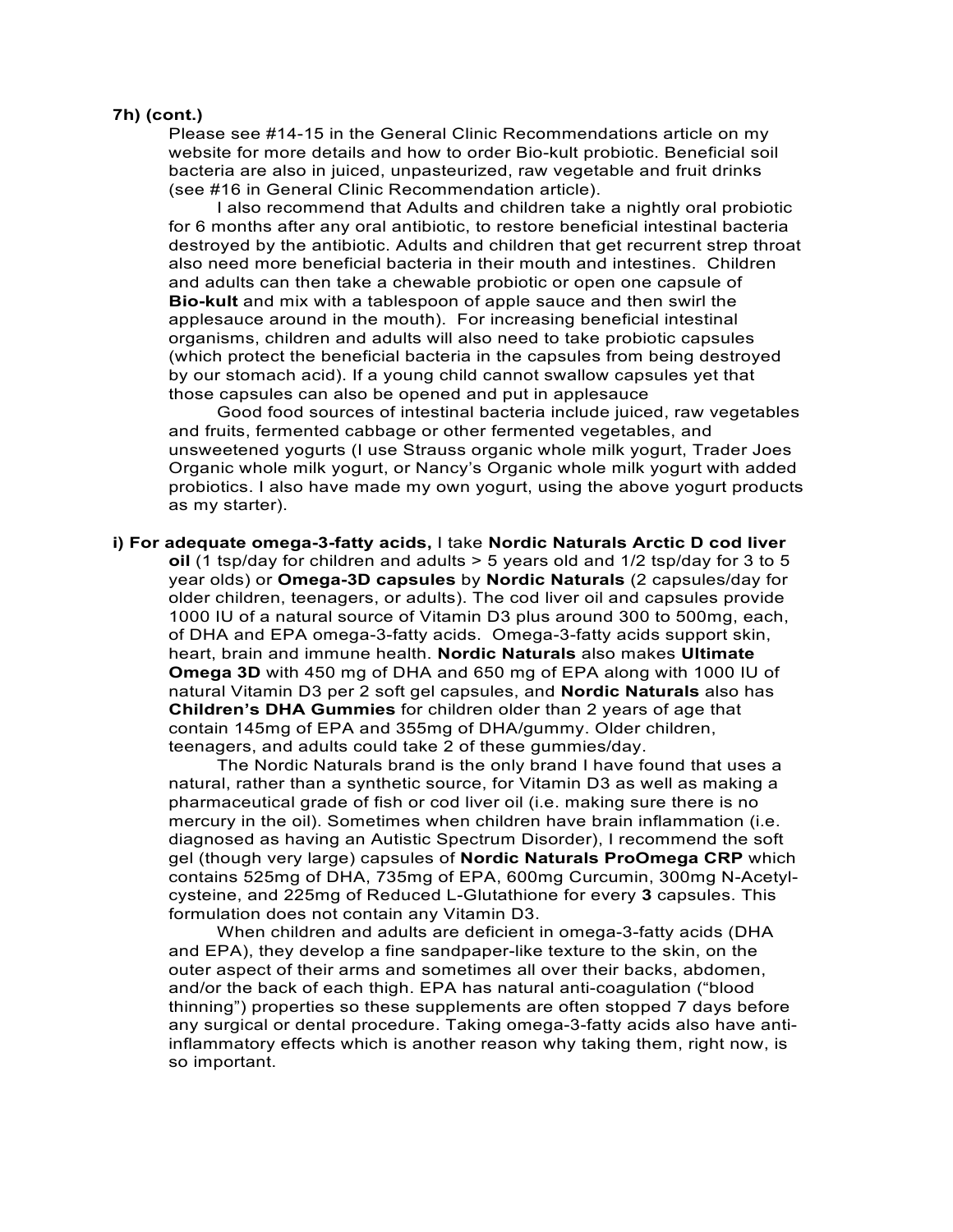**7h) (cont.)**

Please see #14-15 in the General Clinic Recommendations article on my website for more details and how to order Bio-kult probiotic. Beneficial soil bacteria are also in juiced, unpasteurized, raw vegetable and fruit drinks (see #16 in General Clinic Recommendation article).

I also recommend that Adults and children take a nightly oral probiotic for 6 months after any oral antibiotic, to restore beneficial intestinal bacteria destroyed by the antibiotic. Adults and children that get recurrent strep throat also need more beneficial bacteria in their mouth and intestines. Children and adults can then take a chewable probiotic or open one capsule of **Bio-kult** and mix with a tablespoon of apple sauce and then swirl the applesauce around in the mouth). For increasing beneficial intestinal organisms, children and adults will also need to take probiotic capsules (which protect the beneficial bacteria in the capsules from being destroyed by our stomach acid). If a young child cannot swallow capsules yet that those capsules can also be opened and put in applesauce

Good food sources of intestinal bacteria include juiced, raw vegetables and fruits, fermented cabbage or other fermented vegetables, and unsweetened yogurts (I use Strauss organic whole milk yogurt, Trader Joes Organic whole milk yogurt, or Nancy's Organic whole milk yogurt with added probiotics. I also have made my own yogurt, using the above yogurt products as my starter).

**i) For adequate omega-3-fatty acids,** I take **Nordic Naturals Arctic D cod liver oil** (1 tsp/day for children and adults > 5 years old and 1/2 tsp/day for 3 to 5 year olds) or **Omega-3D capsules** by **Nordic Naturals** (2 capsules/day for older children, teenagers, or adults). The cod liver oil and capsules provide 1000 IU of a natural source of Vitamin D3 plus around 300 to 500mg, each, of DHA and EPA omega-3-fatty acids. Omega-3-fatty acids support skin, heart, brain and immune health. **Nordic Naturals** also makes **Ultimate Omega 3D** with 450 mg of DHA and 650 mg of EPA along with 1000 IU of natural Vitamin D3 per 2 soft gel capsules, and **Nordic Naturals** also has **Children's DHA Gummies** for children older than 2 years of age that contain 145mg of EPA and 355mg of DHA/gummy. Older children, teenagers, and adults could take 2 of these gummies/day.

The Nordic Naturals brand is the only brand I have found that uses a natural, rather than a synthetic source, for Vitamin D3 as well as making a pharmaceutical grade of fish or cod liver oil (i.e. making sure there is no mercury in the oil). Sometimes when children have brain inflammation (i.e. diagnosed as having an Autistic Spectrum Disorder), I recommend the soft gel (though very large) capsules of **Nordic Naturals ProOmega CRP** which contains 525mg of DHA, 735mg of EPA, 600mg Curcumin, 300mg N-Acetyl-cysteine, and 225mg of Reduced L-Glutathione for every **3** capsules. This formulation does not contain any Vitamin D3.

When children and adults are deficient in omega-3-fatty acids (DHA and EPA), they develop a fine sandpaper-like texture to the skin, on the outer aspect of their arms and sometimes all over their backs, abdomen, and/or the back of each thigh. EPA has natural anti-coagulation ("blood thinning") properties so these supplements are often stopped 7 days before any surgical or dental procedure. Taking omega-3-fatty acids also have anti-inflammatory effects which is another reason why taking them, right now, is so important.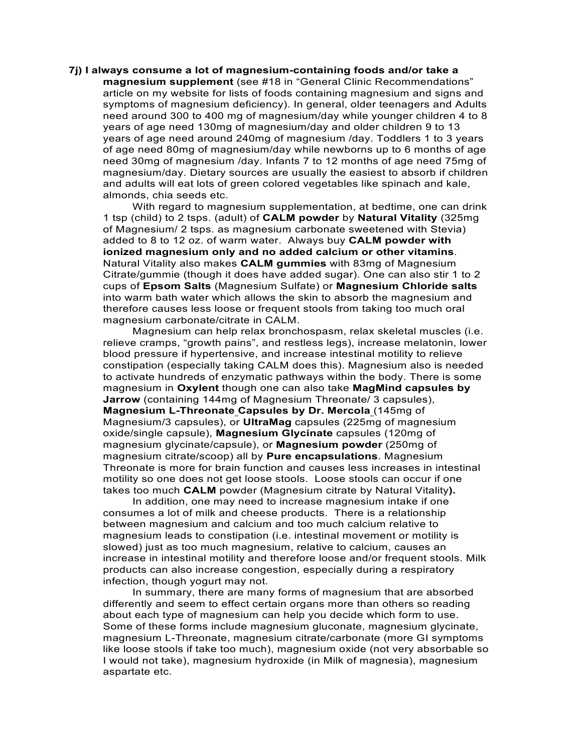**7j) I always consume a lot of magnesium-containing foods and/or take a magnesium supplement** (see #18 in "General Clinic Recommendations" article on my website for lists of foods containing magnesium and signs and symptoms of magnesium deficiency). In general, older teenagers and Adults need around 300 to 400 mg of magnesium/day while younger children 4 to 8 years of age need 130mg of magnesium/day and older children 9 to 13 years of age need around 240mg of magnesium /day. Toddlers 1 to 3 years of age need 80mg of magnesium/day while newborns up to 6 months of age need 30mg of magnesium /day. Infants 7 to 12 months of age need 75mg of magnesium/day. Dietary sources are usually the easiest to absorb if children and adults will eat lots of green colored vegetables like spinach and kale, almonds, chia seeds etc.

With regard to magnesium supplementation, at bedtime, one can drink 1 tsp (child) to 2 tsps. (adult) of **CALM powder** by **Natural Vitality** (325mg of Magnesium/ 2 tsps. as magnesium carbonate sweetened with Stevia) added to 8 to 12 oz. of warm water. Always buy **CALM powder with ionized magnesium only and no added calcium or other vitamins**. Natural Vitality also makes **CALM gummies** with 83mg of Magnesium Citrate/gummie (though it does have added sugar). One can also stir 1 to 2 cups of **Epsom Salts** (Magnesium Sulfate) or **Magnesium Chloride salts** into warm bath water which allows the skin to absorb the magnesium and therefore causes less loose or frequent stools from taking too much oral magnesium carbonate/citrate in CALM.

Magnesium can help relax bronchospasm, relax skeletal muscles (i.e. relieve cramps, "growth pains", and restless legs), increase melatonin, lower blood pressure if hypertensive, and increase intestinal motility to relieve constipation (especially taking CALM does this). Magnesium also is needed to activate hundreds of enzymatic pathways within the body. There is some magnesium in **Oxylent** though one can also take **MagMind capsules by Jarrow** (containing 144mg of Magnesium Threonate/ 3 capsules), **Magnesium L-Threonate Capsules by Dr. Mercola** (145mg of Magnesium/3 capsules), or **UltraMag** capsules (225mg of magnesium oxide/single capsule), **Magnesium Glycinate** capsules (120mg of magnesium glycinate/capsule), or **Magnesium powder** (250mg of magnesium citrate/scoop) all by **Pure encapsulations**. Magnesium Threonate is more for brain function and causes less increases in intestinal motility so one does not get loose stools. Loose stools can occur if one takes too much **CALM** powder (Magnesium citrate by Natural Vitality**).**

In addition, one may need to increase magnesium intake if one consumes a lot of milk and cheese products. There is a relationship between magnesium and calcium and too much calcium relative to magnesium leads to constipation (i.e. intestinal movement or motility is slowed) just as too much magnesium, relative to calcium, causes an increase in intestinal motility and therefore loose and/or frequent stools. Milk products can also increase congestion, especially during a respiratory infection, though yogurt may not.

In summary, there are many forms of magnesium that are absorbed differently and seem to effect certain organs more than others so reading about each type of magnesium can help you decide which form to use. Some of these forms include magnesium gluconate, magnesium glycinate, magnesium L-Threonate, magnesium citrate/carbonate (more GI symptoms like loose stools if take too much), magnesium oxide (not very absorbable so I would not take), magnesium hydroxide (in Milk of magnesia), magnesium aspartate etc.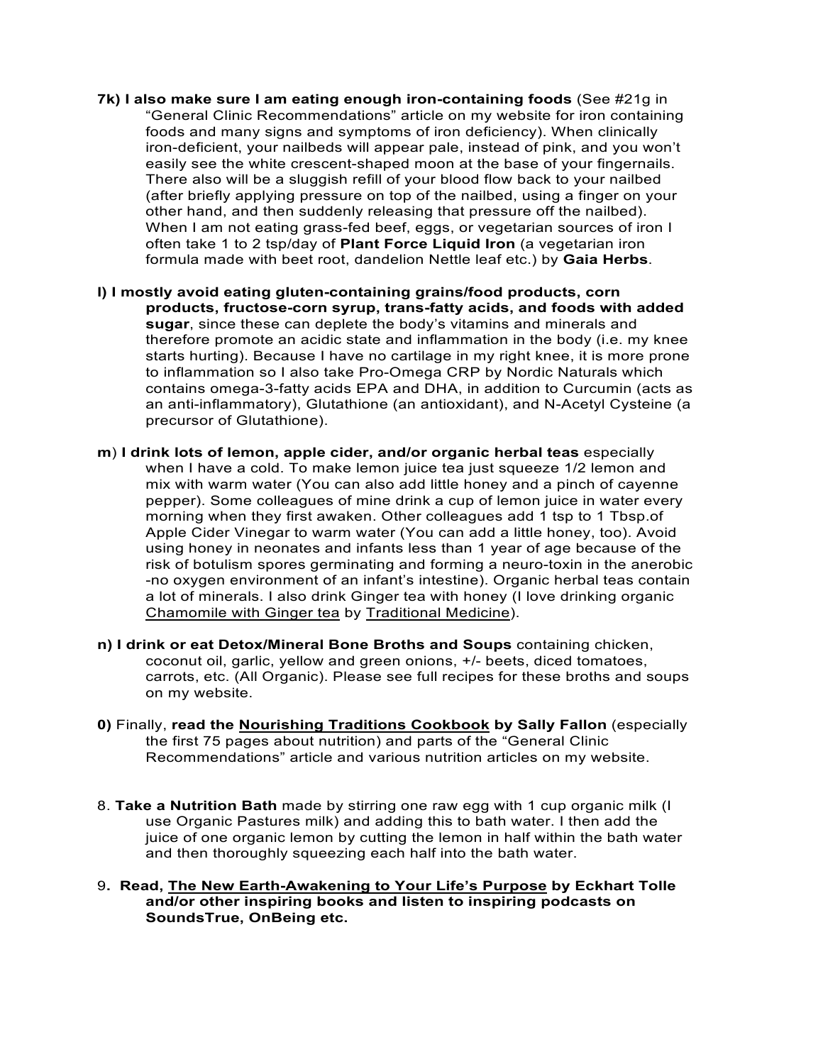**7k) I also make sure I am eating enough iron-containing foods** (See #21g in "General Clinic Recommendations" article on my website for iron containing foods and many signs and symptoms of iron deficiency). When clinically iron-deficient, your nailbeds will appear pale, instead of pink, and you won't easily see the white crescent-shaped moon at the base of your fingernails. There also will be a sluggish refill of your blood flow back to your nailbed (after briefly applying pressure on top of the nailbed, using a finger on your other hand, and then suddenly releasing that pressure off the nailbed). When I am not eating grass-fed beef, eggs, or vegetarian sources of iron I often take 1 to 2 tsp/day of **Plant Force Liquid Iron** (a vegetarian iron formula made with beet root, dandelion Nettle leaf etc.) by **Gaia Herbs**.

**l) I mostly avoid eating gluten-containing grains/food products, corn products, fructose-corn syrup, trans-fatty acids, and foods with added sugar**, since these can deplete the body's vitamins and minerals and therefore promote an acidic state and inflammation in the body (i.e. my knee starts hurting). Because I have no cartilage in my right knee, it is more prone to inflammation so I also take Pro-Omega CRP by Nordic Naturals which contains omega-3-fatty acids EPA and DHA, in addition to Curcumin (acts as an anti-inflammatory), Glutathione (an antioxidant), and N-Acetyl Cysteine (a precursor of Glutathione).

**m**) **I drink lots of lemon, apple cider, and/or organic herbal teas** especially when I have a cold. To make lemon juice tea just squeeze 1/2 lemon and mix with warm water (You can also add little honey and a pinch of cayenne pepper). Some colleagues of mine drink a cup of lemon juice in water every morning when they first awaken. Other colleagues add 1 tsp to 1 Tbsp.of Apple Cider Vinegar to warm water (You can add a little honey, too). Avoid using honey in neonates and infants less than 1 year of age because of the risk of botulism spores germinating and forming a neuro-toxin in the anerobic -no oxygen environment of an infant's intestine). Organic herbal teas contain a lot of minerals. I also drink Ginger tea with honey (I love drinking organic <u>Chamomile with Ginger tea</u> by <u>Traditional Medicine</u>).

**n) I drink or eat Detox/Mineral Bone Broths and Soups** containing chicken, coconut oil, garlic, yellow and green onions, +/- beets, diced tomatoes, carrots, etc. (All Organic). Please see full recipes for these broths and soups on my website.

**0)** Finally, **read the <u>Nourishing Traditions Cookbook</u> by Sally Fallon** (especially the first 75 pages about nutrition) and parts of the "General Clinic Recommendations" article and various nutrition articles on my website.

8. **Take a Nutrition Bath** made by stirring one raw egg with 1 cup organic milk (I use Organic Pastures milk) and adding this to bath water. I then add the juice of one organic lemon by cutting the lemon in half within the bath water and then thoroughly squeezing each half into the bath water.

9. **Read, <u>The New Earth-Awakening to Your Life's Purpose</u> by Eckhart Tolle and/or other inspiring books and listen to inspiring podcasts on SoundsTrue, OnBeing etc.**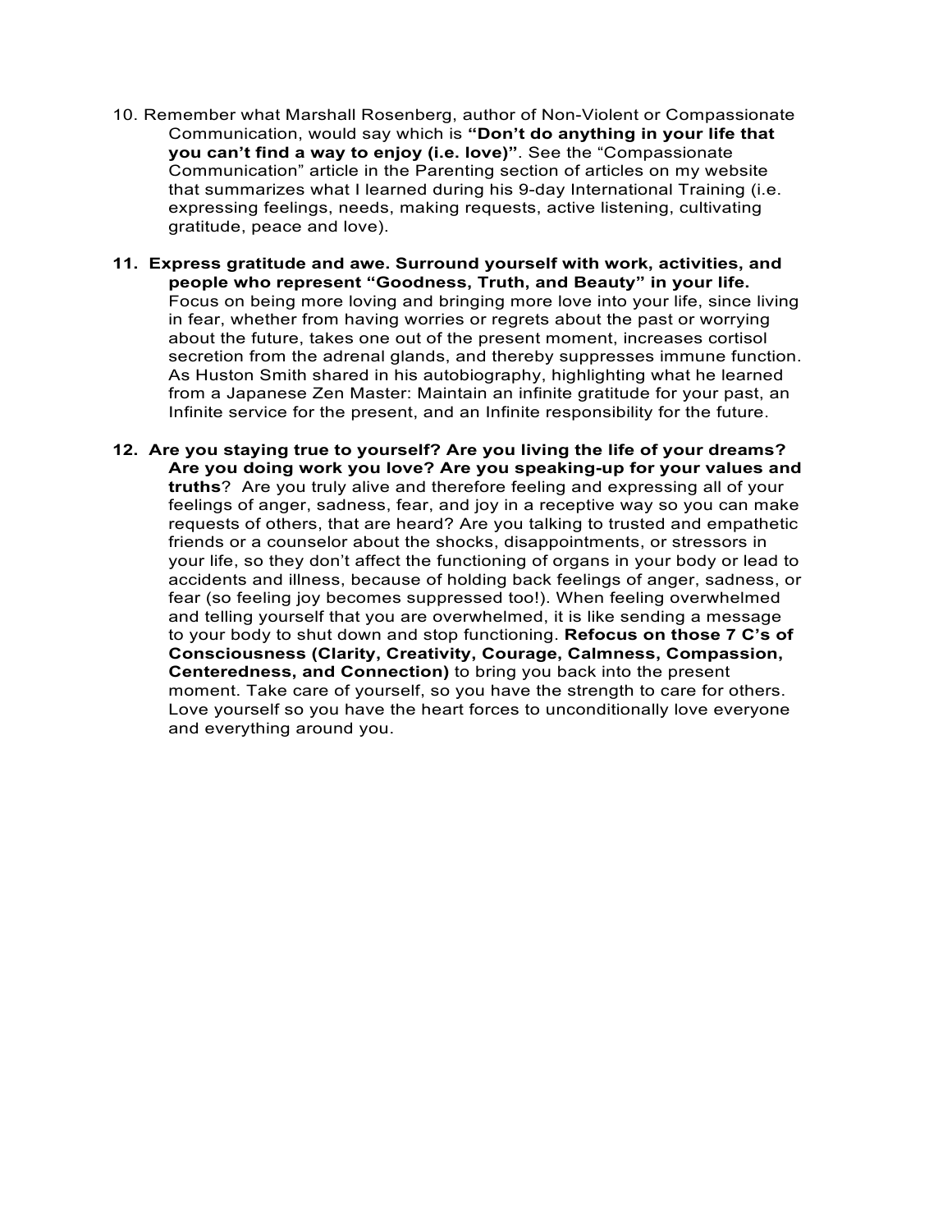10. Remember what Marshall Rosenberg, author of Non-Violent or Compassionate Communication, would say which is **"Don't do anything in your life that you can't find a way to enjoy (i.e. love)"**. See the "Compassionate Communication" article in the Parenting section of articles on my website that summarizes what I learned during his 9-day International Training (i.e. expressing feelings, needs, making requests, active listening, cultivating gratitude, peace and love).

11. **Express gratitude and awe. Surround yourself with work, activities, and people who represent "Goodness, Truth, and Beauty" in your life.** Focus on being more loving and bringing more love into your life, since living in fear, whether from having worries or regrets about the past or worrying about the future, takes one out of the present moment, increases cortisol secretion from the adrenal glands, and thereby suppresses immune function. As Huston Smith shared in his autobiography, highlighting what he learned from a Japanese Zen Master: Maintain an infinite gratitude for your past, an Infinite service for the present, and an Infinite responsibility for the future.

12. **Are you staying true to yourself? Are you living the life of your dreams? Are you doing work you love? Are you speaking-up for your values and truths**? Are you truly alive and therefore feeling and expressing all of your feelings of anger, sadness, fear, and joy in a receptive way so you can make requests of others, that are heard? Are you talking to trusted and empathetic friends or a counselor about the shocks, disappointments, or stressors in your life, so they don't affect the functioning of organs in your body or lead to accidents and illness, because of holding back feelings of anger, sadness, or fear (so feeling joy becomes suppressed too!). When feeling overwhelmed and telling yourself that you are overwhelmed, it is like sending a message to your body to shut down and stop functioning. **Refocus on those 7 C's of Consciousness (Clarity, Creativity, Courage, Calmness, Compassion, Centeredness, and Connection)** to bring you back into the present moment. Take care of yourself, so you have the strength to care for others. Love yourself so you have the heart forces to unconditionally love everyone and everything around you.